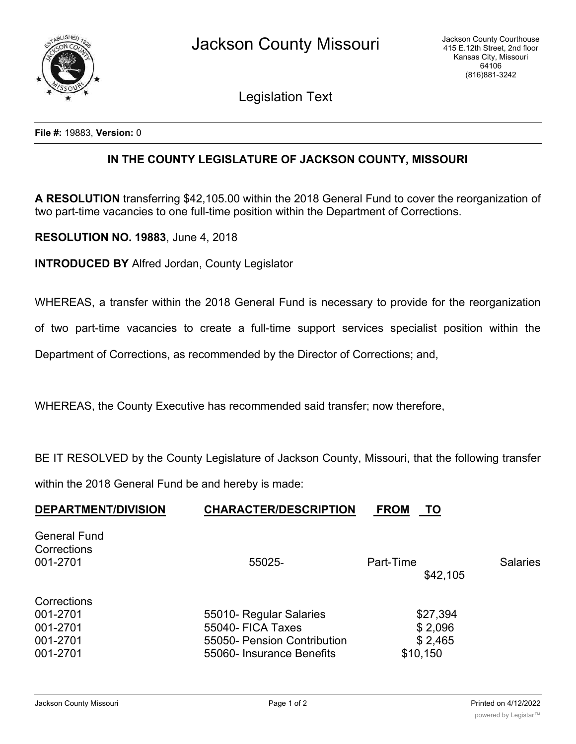# Jackson County Missouri

Jackson County Courthouse
415 E.12th Street, 2nd floor
Kansas City, Missouri
64106
(816)881-3242

## Legislation Text

**File #:** 19883, **Version:** 0

### IN THE COUNTY LEGISLATURE OF JACKSON COUNTY, MISSOURI

**A RESOLUTION** transferring $42,105.00 within the 2018 General Fund to cover the reorganization of two part-time vacancies to one full-time position within the Department of Corrections.

**RESOLUTION NO. 19883**, June 4, 2018

**INTRODUCED BY** Alfred Jordan, County Legislator

WHEREAS, a transfer within the 2018 General Fund is necessary to provide for the reorganization of two part-time vacancies to create a full-time support services specialist position within the Department of Corrections, as recommended by the Director of Corrections; and,

WHEREAS, the County Executive has recommended said transfer; now therefore,

BE IT RESOLVED by the County Legislature of Jackson County, Missouri, that the following transfer within the 2018 General Fund be and hereby is made:

| DEPARTMENT/DIVISION | CHARACTER/DESCRIPTION | FROM | TO |
|---|---|---|---|
| General Fund Corrections 001-2701 | 55025- Part-Time Salaries | $42,105 | |
| Corrections 001-2701 | 55010- Regular Salaries | | $27,394 |
| 001-2701 | 55040- FICA Taxes | | $ 2,096 |
| 001-2701 | 55050- Pension Contribution | | $ 2,465 |
| 001-2701 | 55060- Insurance Benefits | | $10,150 |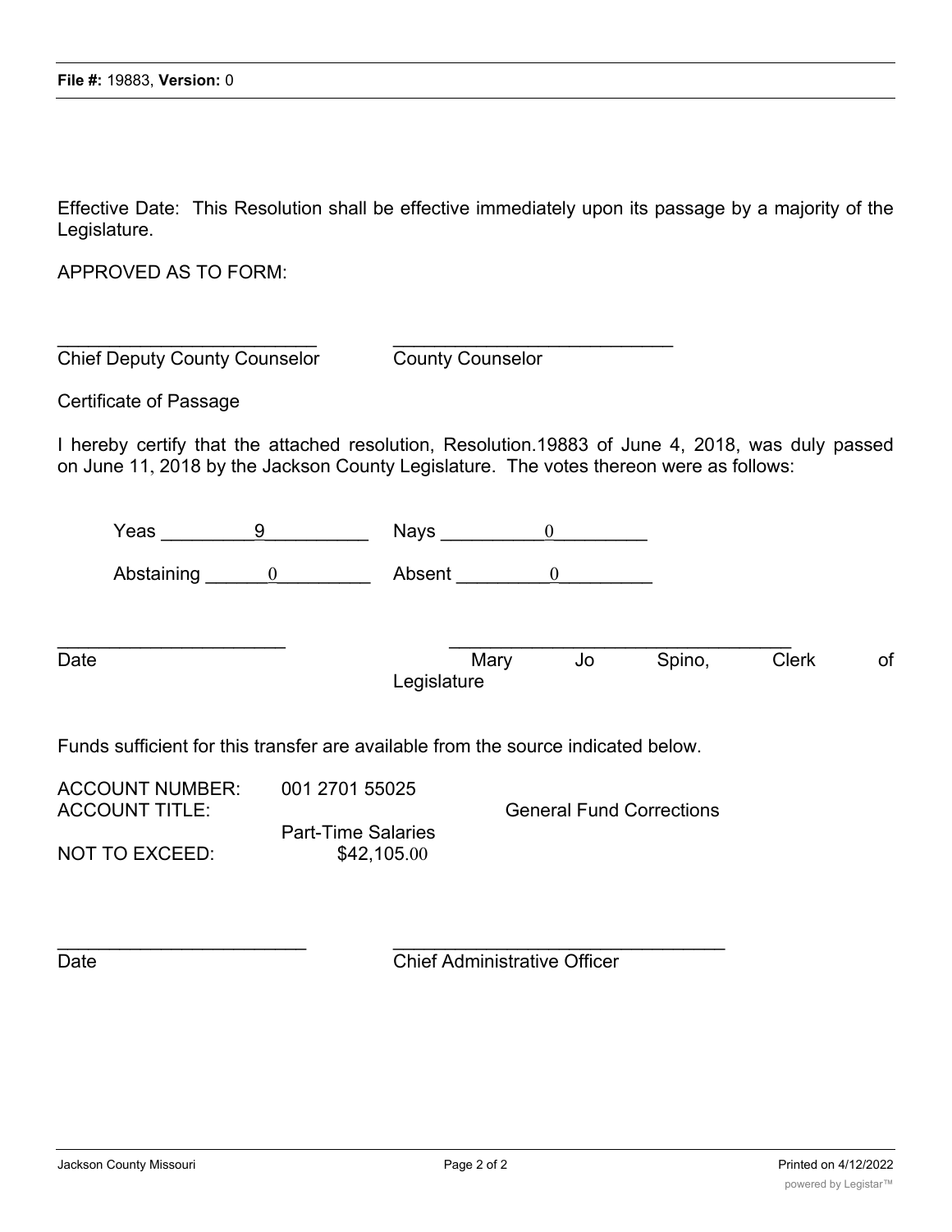Effective Date: This Resolution shall be effective immediately upon its passage by a majority of the Legislature.

APPROVED AS TO FORM:

_________________________ ___________________________

Chief Deputy County Counselor County Counselor

Certificate of Passage

I hereby certify that the attached resolution, Resolution.19883 of June 4, 2018, was duly passed on June 11, 2018 by the Jackson County Legislature. The votes thereon were as follows:

Yeas _________9__________ Nays __________0_________

Abstaining ______0_________ Absent _________0_________

______________________ _________________________________

Date Mary Jo Spino, Clerk of Legislature

Funds sufficient for this transfer are available from the source indicated below.

| | | |
|---|---|---|
| ACCOUNT NUMBER: | 001 2701 55025 | |
| ACCOUNT TITLE: | | General Fund Corrections |
| | Part-Time Salaries | |
| NOT TO EXCEED: | $42,105.00 | |

________________________ _________________________________

Date Chief Administrative Officer